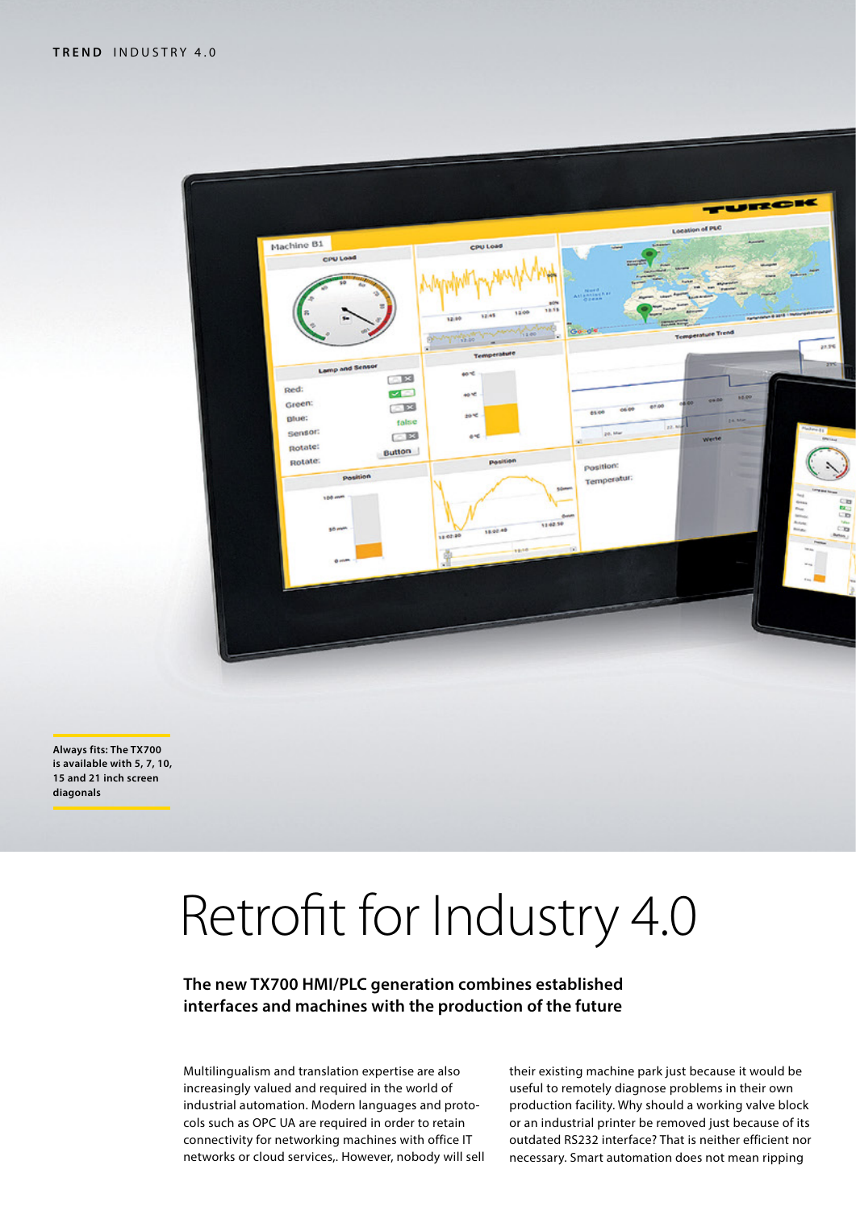Always fits: The TX700 is available with 5, 7, 10, 15 and 21 inch screen diagonals

# Retrofit for Industry 4.0

**The new TX700 HMI/PLC generation combines established interfaces and machines with the production of the future**

Multilingualism and translation expertise are also increasingly valued and required in the world of industrial automation. Modern languages and protocols such as OPC UA are required in order to retain connectivity for networking machines with office IT networks or cloud services,. However, nobody will sell their existing machine park just because it would be useful to remotely diagnose problems in their own production facility. Why should a working valve block or an industrial printer be removed just because of its outdated RS232 interface? That is neither efficient nor necessary. Smart automation does not mean ripping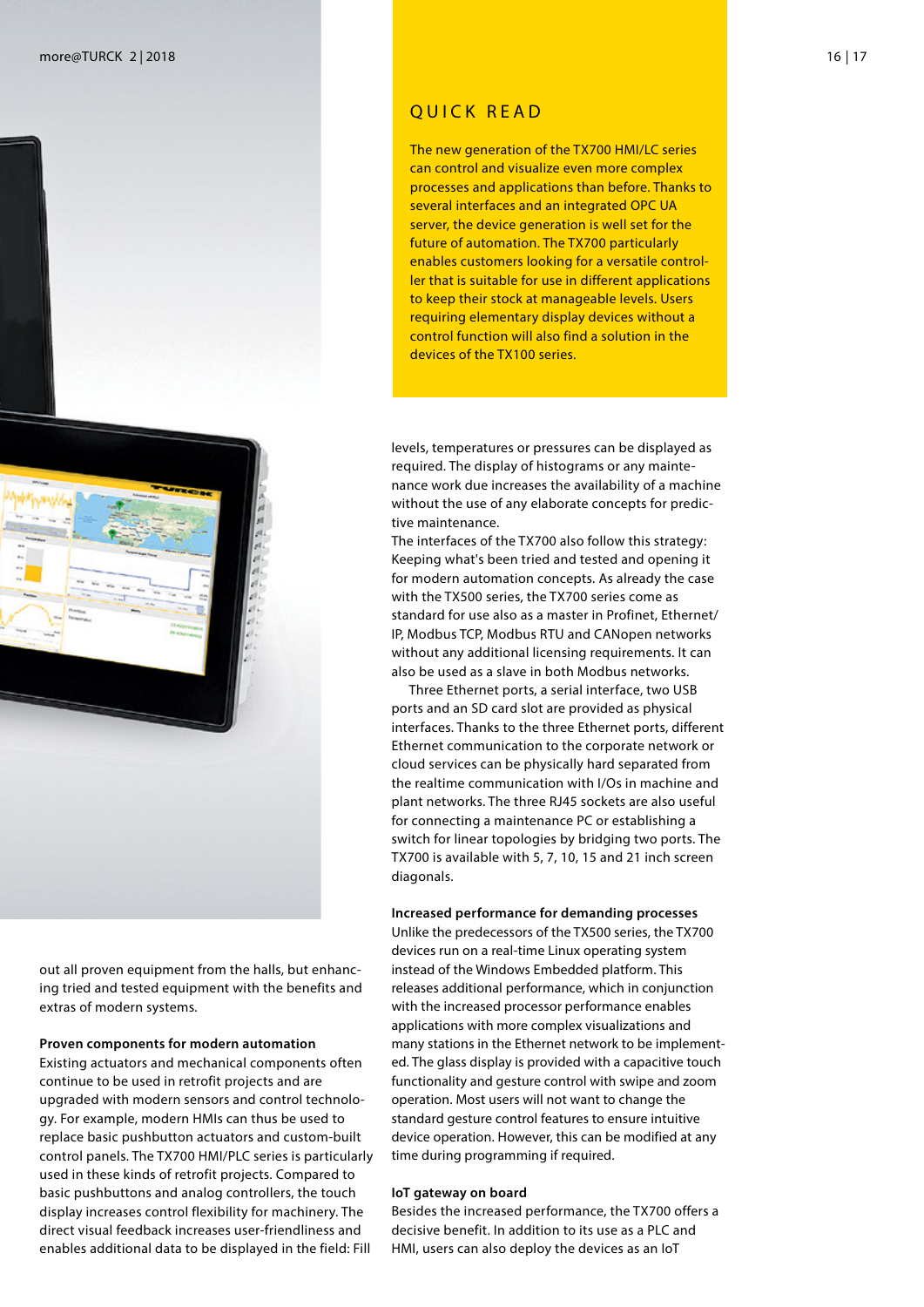## QUICK READ

The new generation of the TX700 HMI/LC series can control and visualize even more complex processes and applications than before. Thanks to several interfaces and an integrated OPC UA server, the device generation is well set for the future of automation. The TX700 particularly enables customers looking for a versatile controller that is suitable for use in different applications to keep their stock at manageable levels. Users requiring elementary display devices without a control function will also find a solution in the devices of the TX100 series.

out all proven equipment from the halls, but enhancing tried and tested equipment with the benefits and extras of modern systems.

### Proven components for modern automation

Existing actuators and mechanical components often continue to be used in retrofit projects and are upgraded with modern sensors and control technology. For example, modern HMIs can thus be used to replace basic pushbutton actuators and custom-built control panels. The TX700 HMI/PLC series is particularly used in these kinds of retrofit projects. Compared to basic pushbuttons and analog controllers, the touch display increases control flexibility for machinery. The direct visual feedback increases user-friendliness and enables additional data to be displayed in the field: Fill levels, temperatures or pressures can be displayed as required. The display of histograms or any maintenance work due increases the availability of a machine without the use of any elaborate concepts for predictive maintenance.

The interfaces of the TX700 also follow this strategy: Keeping what's been tried and tested and opening it for modern automation concepts. As already the case with the TX500 series, the TX700 series come as standard for use also as a master in Profinet, Ethernet/IP, Modbus TCP, Modbus RTU and CANopen networks without any additional licensing requirements. It can also be used as a slave in both Modbus networks.

Three Ethernet ports, a serial interface, two USB ports and an SD card slot are provided as physical interfaces. Thanks to the three Ethernet ports, different Ethernet communication to the corporate network or cloud services can be physically hard separated from the realtime communication with I/Os in machine and plant networks. The three RJ45 sockets are also useful for connecting a maintenance PC or establishing a switch for linear topologies by bridging two ports. The TX700 is available with 5, 7, 10, 15 and 21 inch screen diagonals.

### Increased performance for demanding processes

Unlike the predecessors of the TX500 series, the TX700 devices run on a real-time Linux operating system instead of the Windows Embedded platform. This releases additional performance, which in conjunction with the increased processor performance enables applications with more complex visualizations and many stations in the Ethernet network to be implemented. The glass display is provided with a capacitive touch functionality and gesture control with swipe and zoom operation. Most users will not want to change the standard gesture control features to ensure intuitive device operation. However, this can be modified at any time during programming if required.

### IoT gateway on board

Besides the increased performance, the TX700 offers a decisive benefit. In addition to its use as a PLC and HMI, users can also deploy the devices as an IoT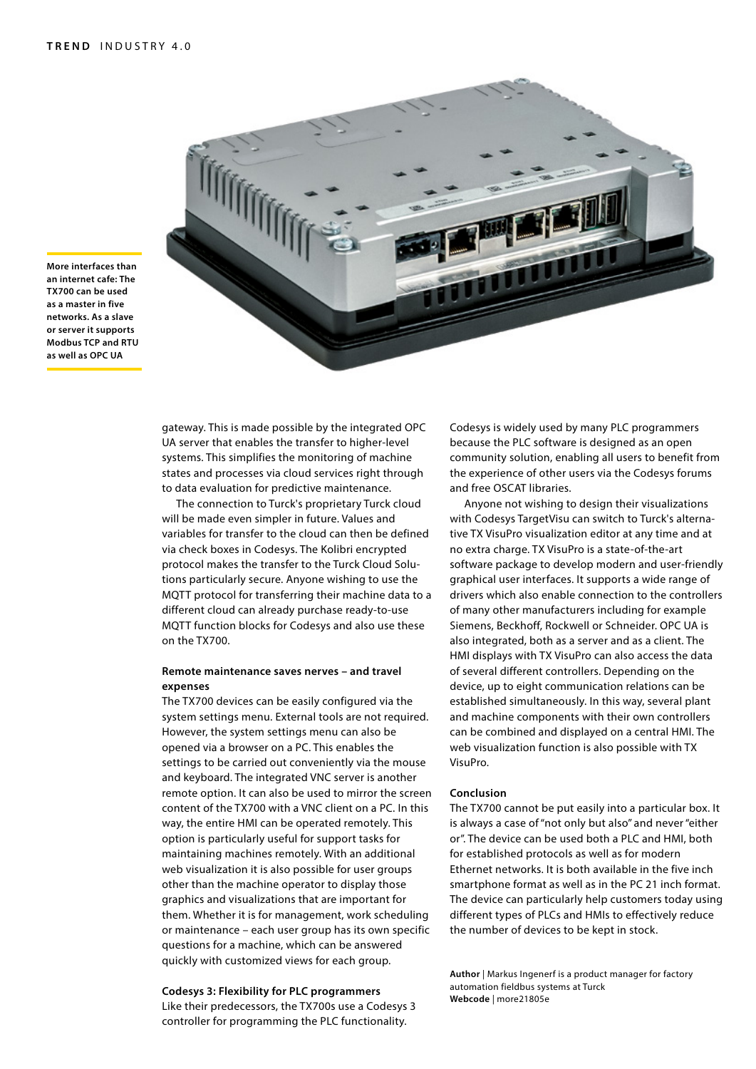More interfaces than an internet cafe: The TX700 can be used as a master in five networks. As a slave or server it supports Modbus TCP and RTU as well as OPC UA

gateway. This is made possible by the integrated OPC UA server that enables the transfer to higher-level systems. This simplifies the monitoring of machine states and processes via cloud services right through to data evaluation for predictive maintenance.

The connection to Turck's proprietary Turck cloud will be made even simpler in future. Values and variables for transfer to the cloud can then be defined via check boxes in Codesys. The Kolibri encrypted protocol makes the transfer to the Turck Cloud Solutions particularly secure. Anyone wishing to use the MQTT protocol for transferring their machine data to a different cloud can already purchase ready-to-use MQTT function blocks for Codesys and also use these on the TX700.

### Remote maintenance saves nerves – and travel expenses

The TX700 devices can be easily configured via the system settings menu. External tools are not required. However, the system settings menu can also be opened via a browser on a PC. This enables the settings to be carried out conveniently via the mouse and keyboard. The integrated VNC server is another remote option. It can also be used to mirror the screen content of the TX700 with a VNC client on a PC. In this way, the entire HMI can be operated remotely. This option is particularly useful for support tasks for maintaining machines remotely. With an additional web visualization it is also possible for user groups other than the machine operator to display those graphics and visualizations that are important for them. Whether it is for management, work scheduling or maintenance – each user group has its own specific questions for a machine, which can be answered quickly with customized views for each group.

### Codesys 3: Flexibility for PLC programmers

Like their predecessors, the TX700s use a Codesys 3 controller for programming the PLC functionality. Codesys is widely used by many PLC programmers because the PLC software is designed as an open community solution, enabling all users to benefit from the experience of other users via the Codesys forums and free OSCAT libraries.

Anyone not wishing to design their visualizations with Codesys TargetVisu can switch to Turck's alternative TX VisuPro visualization editor at any time and at no extra charge. TX VisuPro is a state-of-the-art software package to develop modern and user-friendly graphical user interfaces. It supports a wide range of drivers which also enable connection to the controllers of many other manufacturers including for example Siemens, Beckhoff, Rockwell or Schneider. OPC UA is also integrated, both as a server and as a client. The HMI displays with TX VisuPro can also access the data of several different controllers. Depending on the device, up to eight communication relations can be established simultaneously. In this way, several plant and machine components with their own controllers can be combined and displayed on a central HMI. The web visualization function is also possible with TX VisuPro.

### Conclusion

The TX700 cannot be put easily into a particular box. It is always a case of "not only but also" and never "either or". The device can be used both a PLC and HMI, both for established protocols as well as for modern Ethernet networks. It is both available in the five inch smartphone format as well as in the PC 21 inch format. The device can particularly help customers today using different types of PLCs and HMIs to effectively reduce the number of devices to be kept in stock.

**Author** | Markus Ingenerf is a product manager for factory automation fieldbus systems at Turck
**Webcode** | more21805e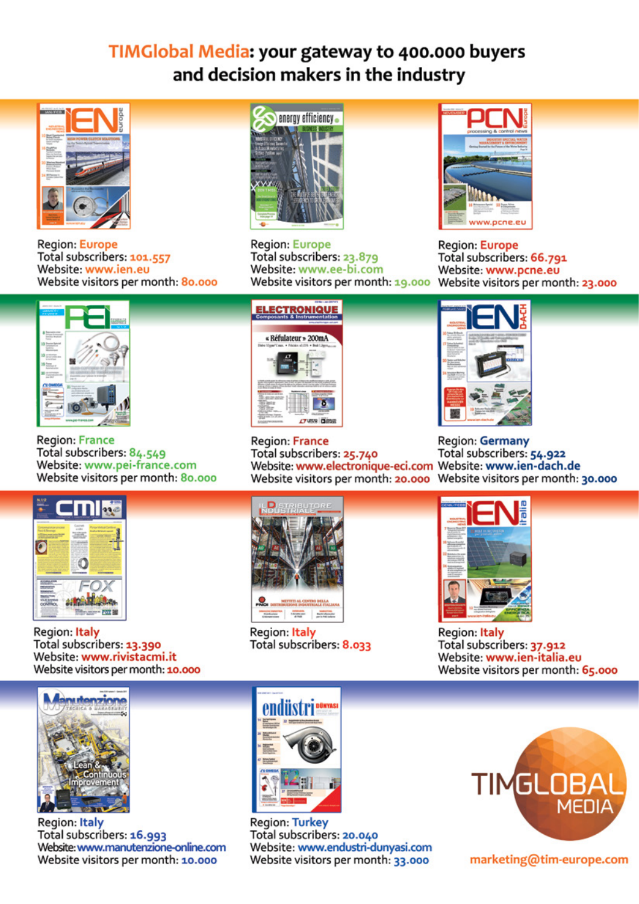# TIMGlobal Media: your gateway to 400.000 buyers and decision makers in the industry

Region: Europe
Total subscribers: 101.557
Website: www.ien.eu
Website visitors per month: 80.000

Region: Europe
Total subscribers: 23.879
Website: www.ee-bi.com
Website visitors per month: 19.000

Region: Europe
Total subscribers: 66.791
Website: www.pcne.eu
Website visitors per month: 23.000

Region: France
Total subscribers: 84.549
Website: www.pei-france.com
Website visitors per month: 80.000

Region: France
Total subscribers: 25.740
Website: www.electronique-eci.com
Website visitors per month: 20.000

Region: Germany
Total subscribers: 54.922
Website: www.ien-dach.de
Website visitors per month: 30.000

Region: Italy
Total subscribers: 13.390
Website: www.rivistacmi.it
Website visitors per month: 10.000

Region: Italy
Total subscribers: 8.033

Region: Italy
Total subscribers: 37.912
Website: www.ien-italia.eu
Website visitors per month: 65.000

Region: Italy
Total subscribers: 16.993
Website: www.manutenzione-online.com
Website visitors per month: 10.000

Region: Turkey
Total subscribers: 20.040
Website: www.endustri-dunyasi.com
Website visitors per month: 33.000

TIMGLOBAL MEDIA

marketing@tim-europe.com